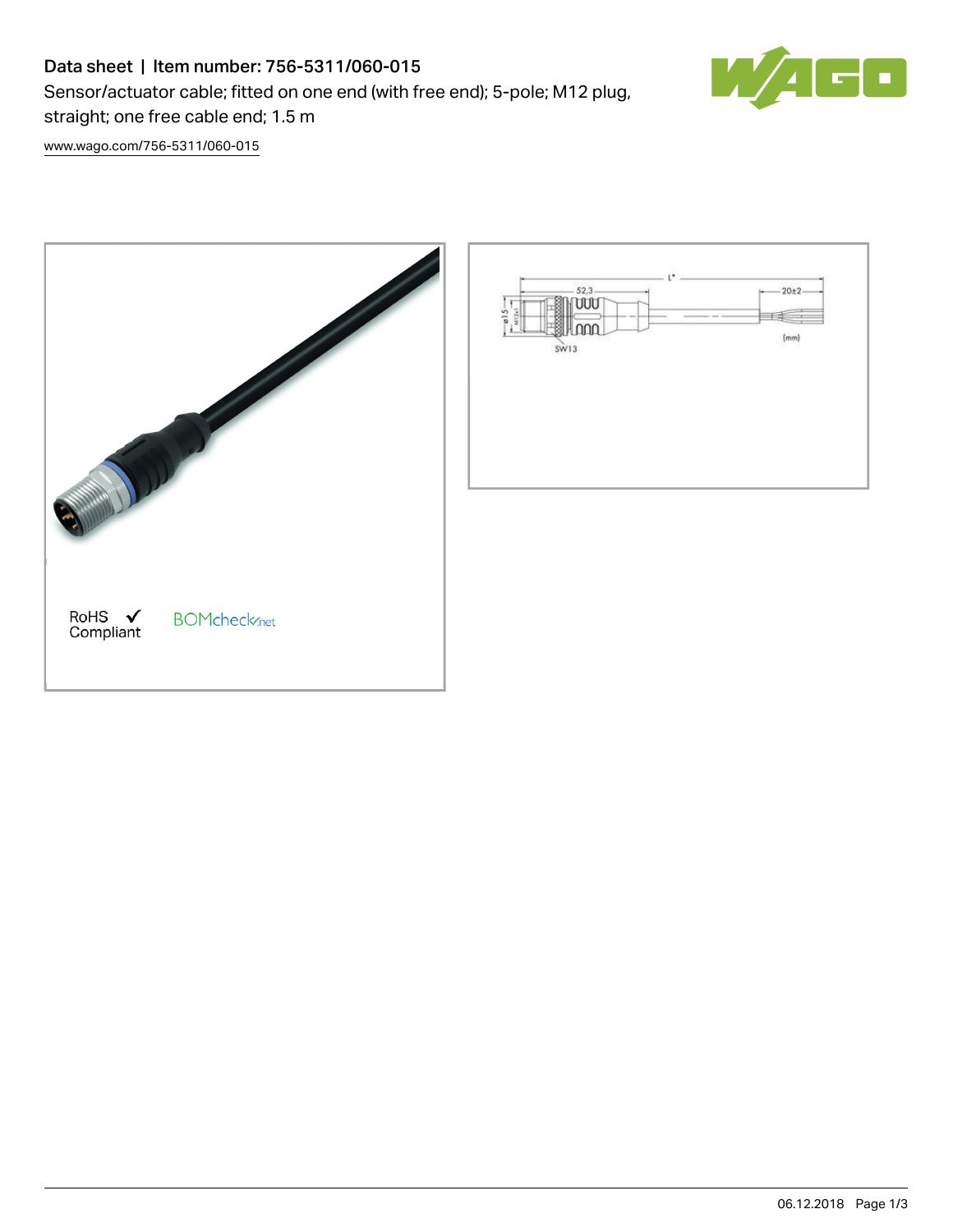# Data sheet | Item number: 756-5311/060-015

Sensor/actuator cable; fitted on one end (with free end); 5-pole; M12 plug, straight; one free cable end; 1.5 m

www.wago.com/756-5311/060-015

RoHS Compliant ✓

BOMcheck.net

L*

52,3

20±2

ø15

M12x1

SW13

(mm)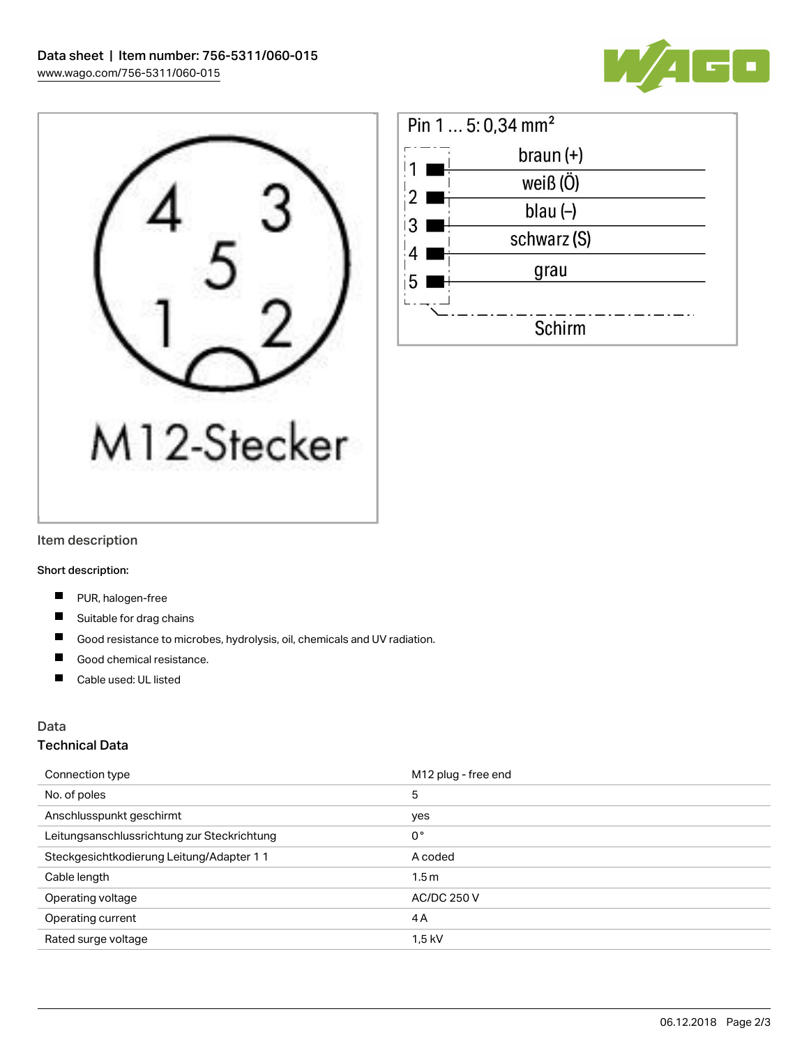Pin 1 ... 5: 0,34 mm²

| Pin | Farbe |
|---|---|
| 1 | braun (+) |
| 2 | weiß (Ö) |
| 3 | blau (–) |
| 4 | schwarz (S) |
| 5 | grau |
| | Schirm |

M12-Stecker

## Item description

**Short description:**

- PUR, halogen-free
- Suitable for drag chains
- Good resistance to microbes, hydrolysis, oil, chemicals and UV radiation.
- Good chemical resistance.
- Cable used: UL listed

## Data

### Technical Data

| | |
|---|---|
| Connection type | M12 plug - free end |
| No. of poles | 5 |
| Anschlusspunkt geschirmt | yes |
| Leitungsanschlussrichtung zur Steckrichtung | 0 ° |
| Steckgesichtkodierung Leitung/Adapter 1 1 | A coded |
| Cable length | 1.5 m |
| Operating voltage | AC/DC 250 V |
| Operating current | 4 A |
| Rated surge voltage | 1,5 kV |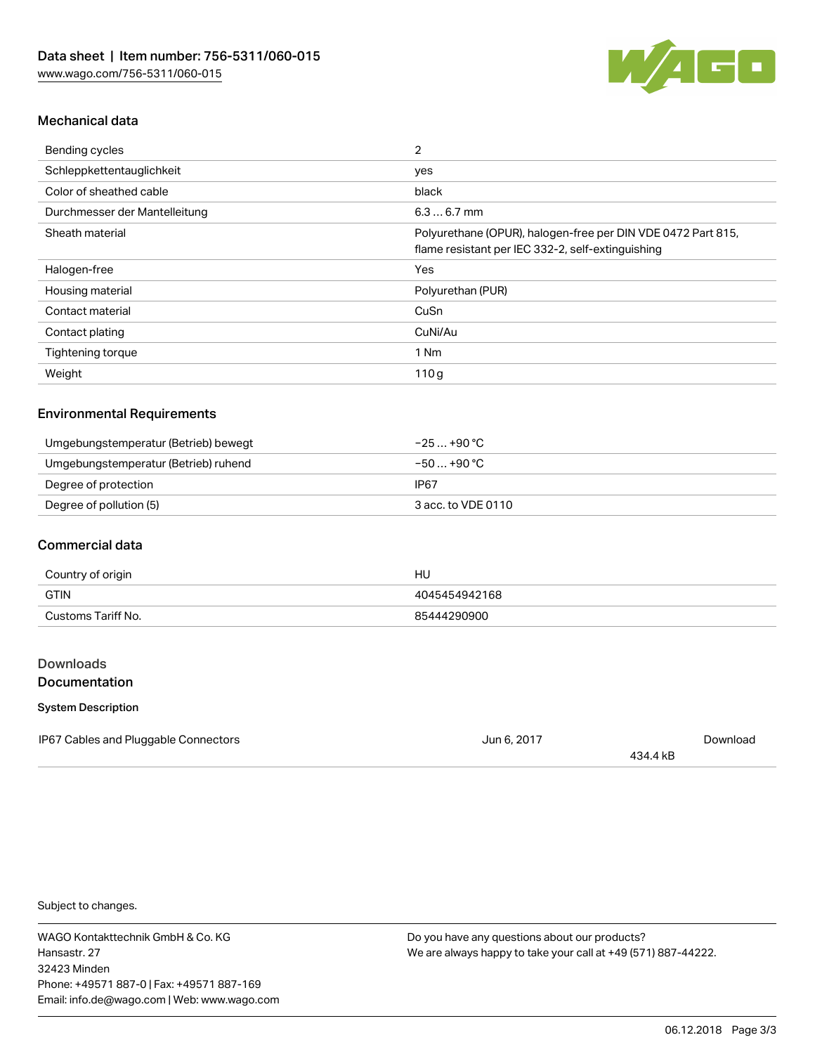## Mechanical data

| | |
|---|---|
| Bending cycles | 2 |
| Schleppkettentauglichkeit | yes |
| Color of sheathed cable | black |
| Durchmesser der Mantelleitung | 6.3 … 6.7 mm |
| Sheath material | Polyurethane (OPUR), halogen-free per DIN VDE 0472 Part 815, flame resistant per IEC 332-2, self-extinguishing |
| Halogen-free | Yes |
| Housing material | Polyurethan (PUR) |
| Contact material | CuSn |
| Contact plating | CuNi/Au |
| Tightening torque | 1 Nm |
| Weight | 110 g |

## Environmental Requirements

| | |
|---|---|
| Umgebungstemperatur (Betrieb) bewegt | −25 … +90 °C |
| Umgebungstemperatur (Betrieb) ruhend | −50 … +90 °C |
| Degree of protection | IP67 |
| Degree of pollution (5) | 3 acc. to VDE 0110 |

## Commercial data

| | |
|---|---|
| Country of origin | HU |
| GTIN | 4045454942168 |
| Customs Tariff No. | 85444290900 |

## Downloads

## Documentation

### System Description

| | | | |
|---|---|---|---|
| IP67 Cables and Pluggable Connectors | Jun 6, 2017 | 434.4 kB | Download |

Subject to changes.

WAGO Kontakttechnik GmbH & Co. KG
Hansastr. 27
32423 Minden
Phone: +49571 887-0 | Fax: +49571 887-169
Email: info.de@wago.com | Web: www.wago.com

Do you have any questions about our products?
We are always happy to take your call at +49 (571) 887-44222.

06.12.2018